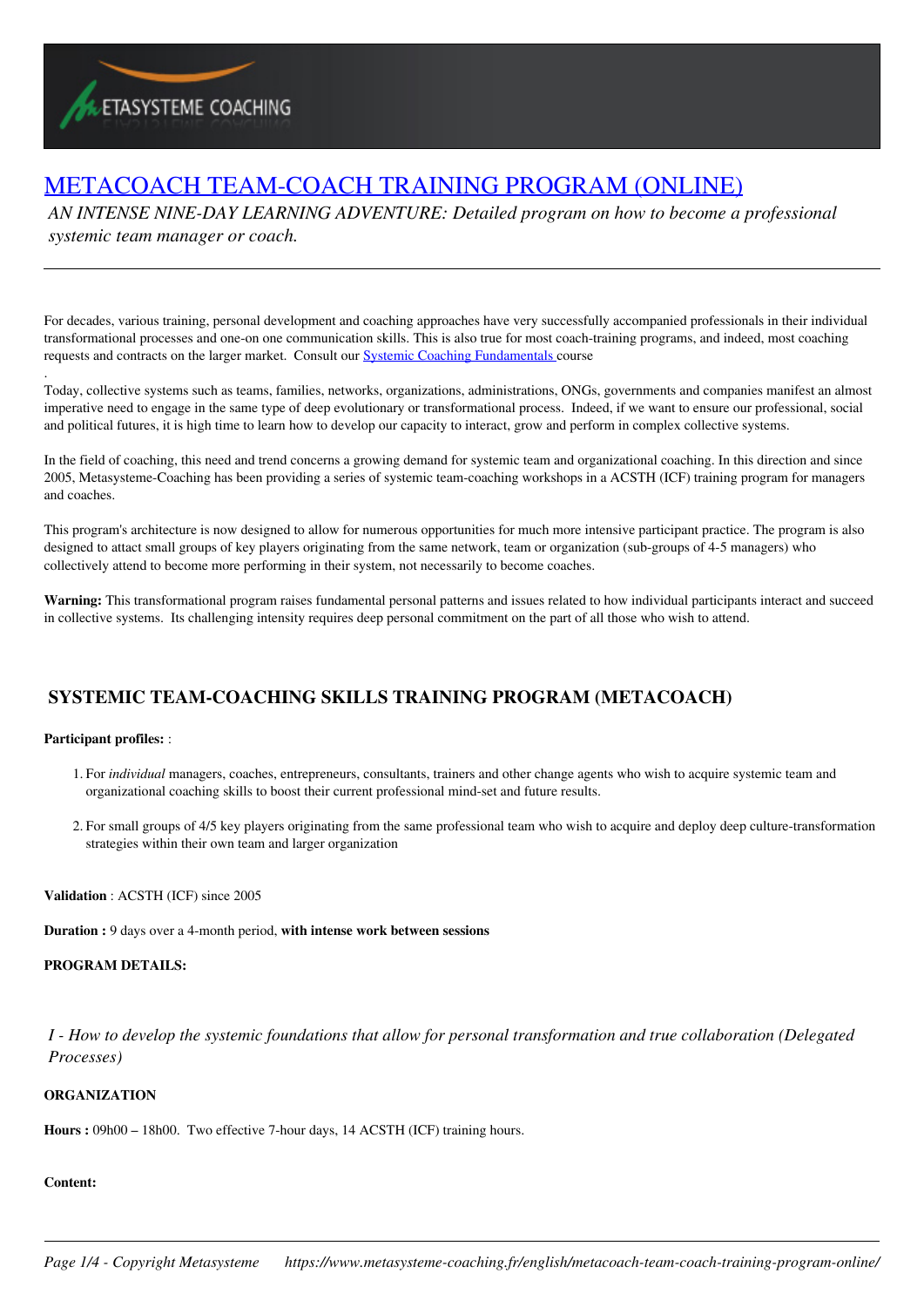# [METACOACH TEAM-COACH TRAINING PROGRAM (ONLINE)]

*AN INTENSE NINE-DAY LEARNING ADVENTURE: Detailed program on how to become a professional systemic team manager or coach.*

---

For decades, various training, personal development and coaching approaches have very successfully accompanied professionals in their individual transformational processes and one-on one communication skills. This is also true for most coach-training programs, and indeed, most coaching requests and contracts on the larger market. Consult our [Systemic Coaching Fundamentals ]course

.

Today, collective systems such as teams, families, networks, organizations, administrations, ONGs, governments and companies manifest an almost imperative need to engage in the same type of deep evolutionary or transformational process. Indeed, if we want to ensure our professional, social and political futures, it is high time to learn how to develop our capacity to interact, grow and perform in complex collective systems.

In the field of coaching, this need and trend concerns a growing demand for systemic team and organizational coaching. In this direction and since 2005, Metasysteme-Coaching has been providing a series of systemic team-coaching workshops in a ACSTH (ICF) training program for managers and coaches.

This program's architecture is now designed to allow for numerous opportunities for much more intensive participant practice. The program is also designed to attract small groups of key players originating from the same network, team or organization (sub-groups of 4-5 managers) who collectively attend to become more performing in their system, not necessarily to become coaches.

**Warning:** This transformational program raises fundamental personal patterns and issues related to how individual participants interact and succeed in collective systems. Its challenging intensity requires deep personal commitment on the part of all those who wish to attend.

## SYSTEMIC TEAM-COACHING SKILLS TRAINING PROGRAM (METACOACH)

**Participant profiles:** :

1. For *individual* managers, coaches, entrepreneurs, consultants, trainers and other change agents who wish to acquire systemic team and organizational coaching skills to boost their current professional mind-set and future results.
2. For small groups of 4/5 key players originating from the same professional team who wish to acquire and deploy deep culture-transformation strategies within their own team and larger organization

**Validation** : ACSTH (ICF) since 2005

**Duration :** 9 days over a 4-month period, **with intense work between sessions**

**PROGRAM DETAILS:**

### *I - How to develop the systemic foundations that allow for personal transformation and true collaboration (Delegated Processes)*

**ORGANIZATION**

**Hours :** 09h00 – 18h00. Two effective 7-hour days, 14 ACSTH (ICF) training hours.

**Content:**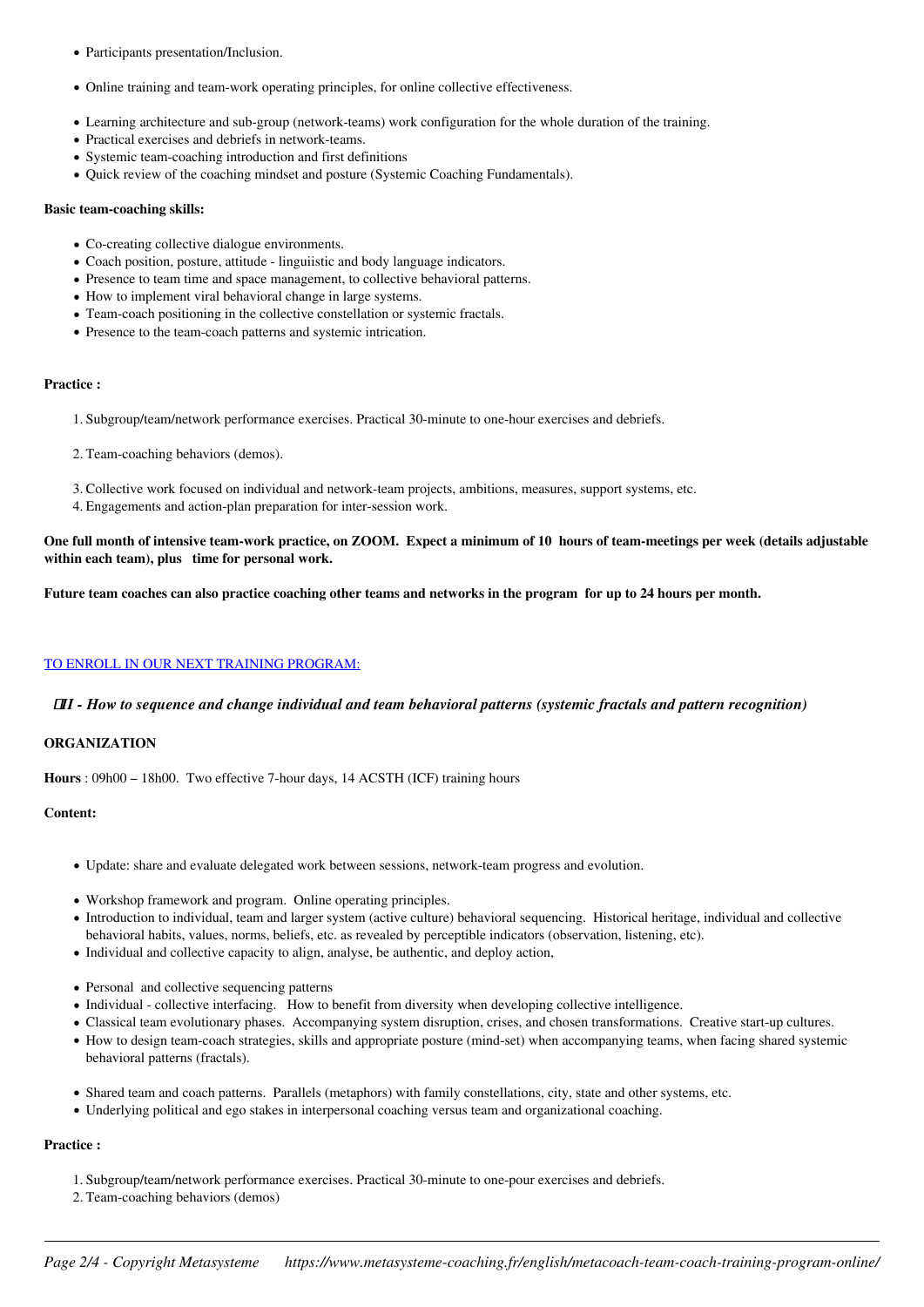- Participants presentation/Inclusion.
- Online training and team-work operating principles, for online collective effectiveness.
- Learning architecture and sub-group (network-teams) work configuration for the whole duration of the training.
- Practical exercises and debriefs in network-teams.
- Systemic team-coaching introduction and first definitions
- Quick review of the coaching mindset and posture (Systemic Coaching Fundamentals).

**Basic team-coaching skills:**

- Co-creating collective dialogue environments.
- Coach position, posture, attitude - linguiistic and body language indicators.
- Presence to team time and space management, to collective behavioral patterns.
- How to implement viral behavioral change in large systems.
- Team-coach positioning in the collective constellation or systemic fractals.
- Presence to the team-coach patterns and systemic intrication.

**Practice :**

1. Subgroup/team/network performance exercises. Practical 30-minute to one-hour exercises and debriefs.
2. Team-coaching behaviors (demos).
3. Collective work focused on individual and network-team projects, ambitions, measures, support systems, etc.
4. Engagements and action-plan preparation for inter-session work.

**One full month of intensive team-work practice, on ZOOM. Expect a minimum of 10 hours of team-meetings per week (details adjustable within each team), plus time for personal work.**

**Future team coaches can also practice coaching other teams and networks in the program for up to 24 hours per month.**

TO ENROLL IN OUR NEXT TRAINING PROGRAM:

### *II - How to sequence and change individual and team behavioral patterns (systemic fractals and pattern recognition)*

**ORGANIZATION**

**Hours** : 09h00 – 18h00. Two effective 7-hour days, 14 ACSTH (ICF) training hours

**Content:**

- Update: share and evaluate delegated work between sessions, network-team progress and evolution.
- Workshop framework and program. Online operating principles.
- Introduction to individual, team and larger system (active culture) behavioral sequencing. Historical heritage, individual and collective behavioral habits, values, norms, beliefs, etc. as revealed by perceptible indicators (observation, listening, etc).
- Individual and collective capacity to align, analyse, be authentic, and deploy action,
- Personal and collective sequencing patterns
- Individual - collective interfacing. How to benefit from diversity when developing collective intelligence.
- Classical team evolutionary phases. Accompanying system disruption, crises, and chosen transformations. Creative start-up cultures.
- How to design team-coach strategies, skills and appropriate posture (mind-set) when accompanying teams, when facing shared systemic behavioral patterns (fractals).
- Shared team and coach patterns. Parallels (metaphors) with family constellations, city, state and other systems, etc.
- Underlying political and ego stakes in interpersonal coaching versus team and organizational coaching.

**Practice :**

1. Subgroup/team/network performance exercises. Practical 30-minute to one-pour exercises and debriefs.
2. Team-coaching behaviors (demos)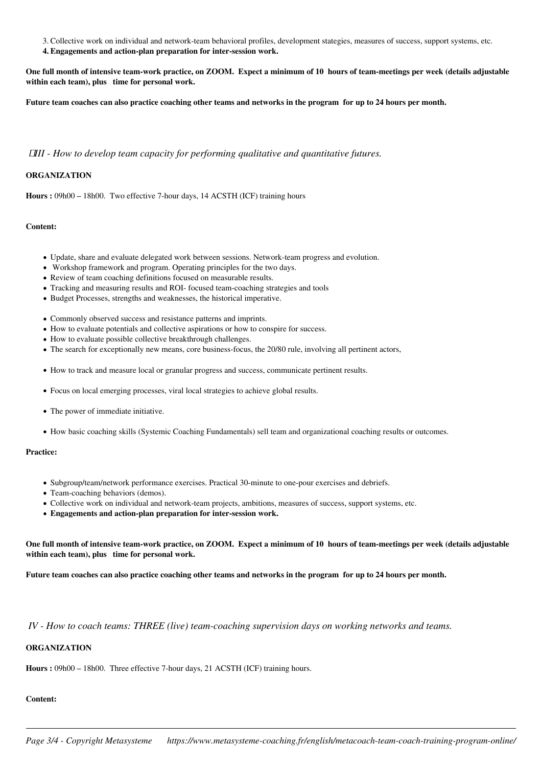3. Collective work on individual and network-team behavioral profiles, development stategies, measures of success, support systems, etc.
4. **Engagements and action-plan preparation for inter-session work.**

**One full month of intensive team-work practice, on ZOOM. Expect a minimum of 10 hours of team-meetings per week (details adjustable within each team), plus time for personal work.**

**Future team coaches can also practice coaching other teams and networks in the program for up to 24 hours per month.**

### *III - How to develop team capacity for performing qualitative and quantitative futures.*

**ORGANIZATION**

**Hours :** 09h00 – 18h00. Two effective 7-hour days, 14 ACSTH (ICF) training hours

**Content:**

- Update, share and evaluate delegated work between sessions. Network-team progress and evolution.
- Workshop framework and program. Operating principles for the two days.
- Review of team coaching definitions focused on measurable results.
- Tracking and measuring results and ROI- focused team-coaching strategies and tools
- Budget Processes, strengths and weaknesses, the historical imperative.
- Commonly observed success and resistance patterns and imprints.
- How to evaluate potentials and collective aspirations or how to conspire for success.
- How to evaluate possible collective breakthrough challenges.
- The search for exceptionally new means, core business-focus, the 20/80 rule, involving all pertinent actors,
- How to track and measure local or granular progress and success, communicate pertinent results.
- Focus on local emerging processes, viral local strategies to achieve global results.
- The power of immediate initiative.
- How basic coaching skills (Systemic Coaching Fundamentals) sell team and organizational coaching results or outcomes.

**Practice:**

- Subgroup/team/network performance exercises. Practical 30-minute to one-pour exercises and debriefs.
- Team-coaching behaviors (demos).
- Collective work on individual and network-team projects, ambitions, measures of success, support systems, etc.
- **Engagements and action-plan preparation for inter-session work.**

**One full month of intensive team-work practice, on ZOOM. Expect a minimum of 10 hours of team-meetings per week (details adjustable within each team), plus time for personal work.**

**Future team coaches can also practice coaching other teams and networks in the program for up to 24 hours per month.**

### *IV - How to coach teams: THREE (live) team-coaching supervision days on working networks and teams.*

**ORGANIZATION**

**Hours :** 09h00 – 18h00. Three effective 7-hour days, 21 ACSTH (ICF) training hours.

**Content:**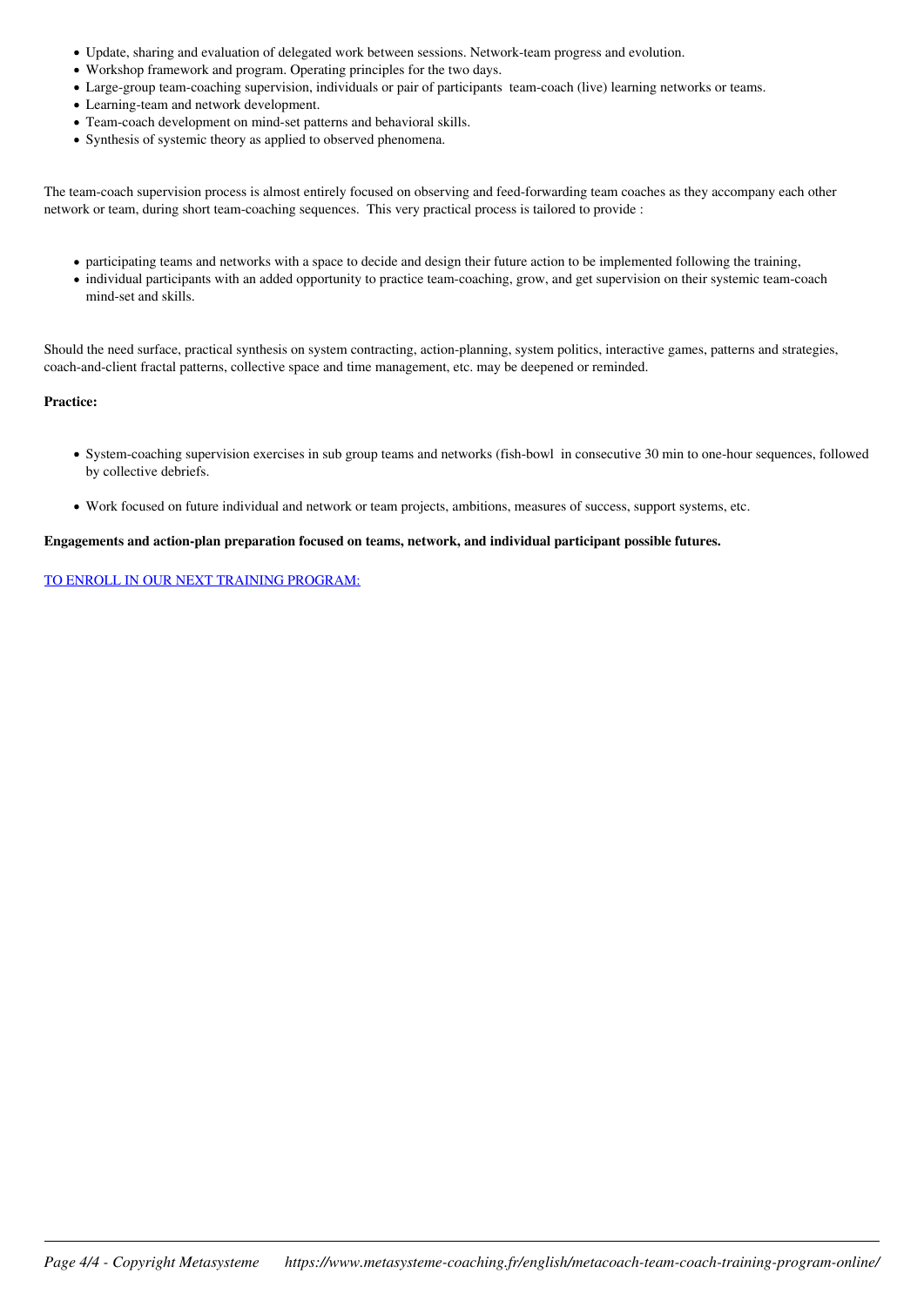- Update, sharing and evaluation of delegated work between sessions. Network-team progress and evolution.
- Workshop framework and program. Operating principles for the two days.
- Large-group team-coaching supervision, individuals or pair of participants team-coach (live) learning networks or teams.
- Learning-team and network development.
- Team-coach development on mind-set patterns and behavioral skills.
- Synthesis of systemic theory as applied to observed phenomena.

The team-coach supervision process is almost entirely focused on observing and feed-forwarding team coaches as they accompany each other network or team, during short team-coaching sequences. This very practical process is tailored to provide :

- participating teams and networks with a space to decide and design their future action to be implemented following the training,
- individual participants with an added opportunity to practice team-coaching, grow, and get supervision on their systemic team-coach mind-set and skills.

Should the need surface, practical synthesis on system contracting, action-planning, system politics, interactive games, patterns and strategies, coach-and-client fractal patterns, collective space and time management, etc. may be deepened or reminded.

**Practice:**

- System-coaching supervision exercises in sub group teams and networks (fish-bowl in consecutive 30 min to one-hour sequences, followed by collective debriefs.

- Work focused on future individual and network or team projects, ambitions, measures of success, support systems, etc.

**Engagements and action-plan preparation focused on teams, network, and individual participant possible futures.**

TO ENROLL IN OUR NEXT TRAINING PROGRAM: